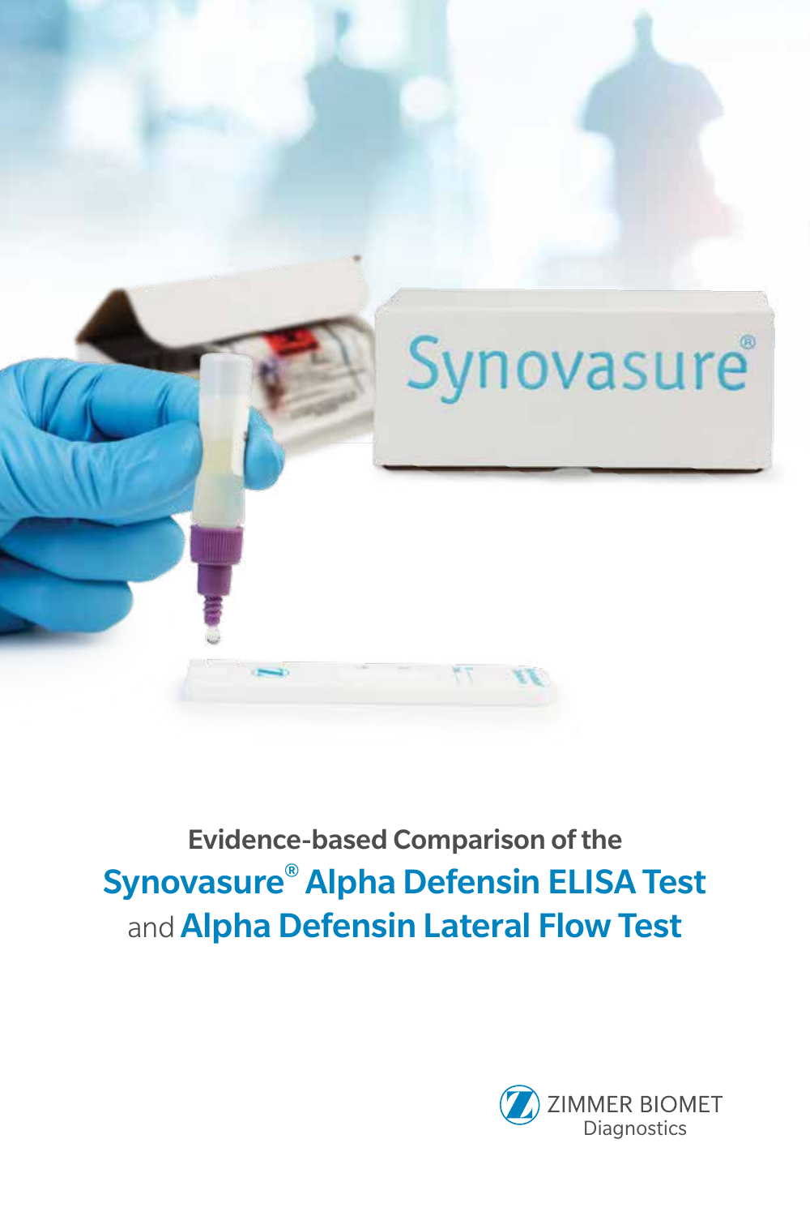# Evidence-based Comparison of the Synovasure® Alpha Defensin ELISA Test and Alpha Defensin Lateral Flow Test

ZIMMER BIOMET
Diagnostics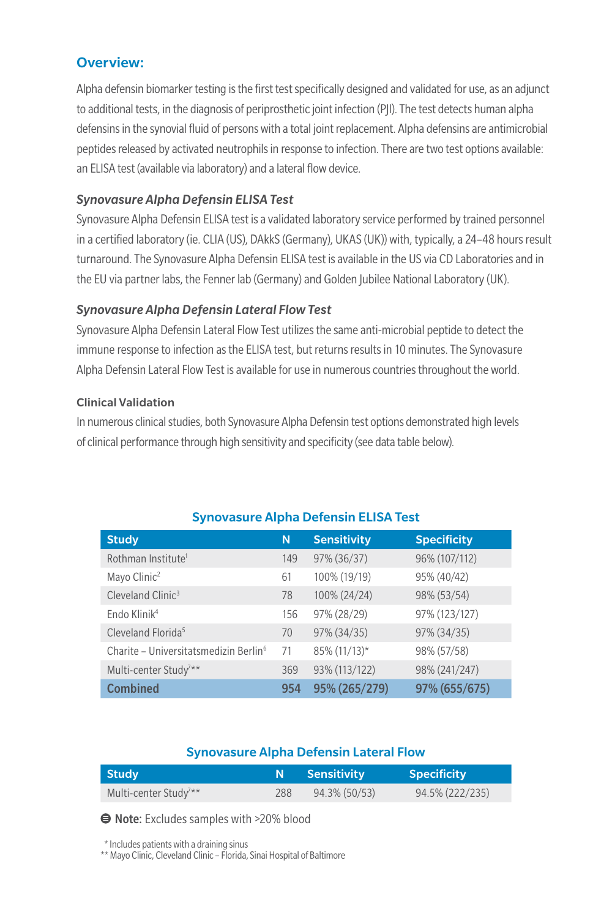## Overview:

Alpha defensin biomarker testing is the first test specifically designed and validated for use, as an adjunct to additional tests, in the diagnosis of periprosthetic joint infection (PJI). The test detects human alpha defensins in the synovial fluid of persons with a total joint replacement. Alpha defensins are antimicrobial peptides released by activated neutrophils in response to infection. There are two test options available: an ELISA test (available via laboratory) and a lateral flow device.

### *Synovasure Alpha Defensin ELISA Test*

Synovasure Alpha Defensin ELISA test is a validated laboratory service performed by trained personnel in a certified laboratory (ie. CLIA (US), DAkkS (Germany), UKAS (UK)) with, typically, a 24–48 hours result turnaround. The Synovasure Alpha Defensin ELISA test is available in the US via CD Laboratories and in the EU via partner labs, the Fenner lab (Germany) and Golden Jubilee National Laboratory (UK).

### *Synovasure Alpha Defensin Lateral Flow Test*

Synovasure Alpha Defensin Lateral Flow Test utilizes the same anti-microbial peptide to detect the immune response to infection as the ELISA test, but returns results in 10 minutes. The Synovasure Alpha Defensin Lateral Flow Test is available for use in numerous countries throughout the world.

#### Clinical Validation

In numerous clinical studies, both Synovasure Alpha Defensin test options demonstrated high levels of clinical performance through high sensitivity and specificity (see data table below).

**Synovasure Alpha Defensin ELISA Test**

| Study | N | Sensitivity | Specificity |
|---|---|---|---|
| Rothman Institute[1] | 149 | 97% (36/37) | 96% (107/112) |
| Mayo Clinic[2] | 61 | 100% (19/19) | 95% (40/42) |
| Cleveland Clinic[3] | 78 | 100% (24/24) | 98% (53/54) |
| Endo Klinik[4] | 156 | 97% (28/29) | 97% (123/127) |
| Cleveland Florida[5] | 70 | 97% (34/35) | 97% (34/35) |
| Charite – Universitatsmedizin Berlin[6] | 71 | 85% (11/13)* | 98% (57/58) |
| Multi-center Study[7]** | 369 | 93% (113/122) | 98% (241/247) |
| **Combined** | **954** | **95% (265/279)** | **97% (655/675)** |

**Synovasure Alpha Defensin Lateral Flow**

| Study | N | Sensitivity | Specificity |
|---|---|---|---|
| Multi-center Study[7]** | 288 | 94.3% (50/53) | 94.5% (222/235) |

**Note:** Excludes samples with >20% blood

\* Includes patients with a draining sinus

** Mayo Clinic, Cleveland Clinic – Florida, Sinai Hospital of Baltimore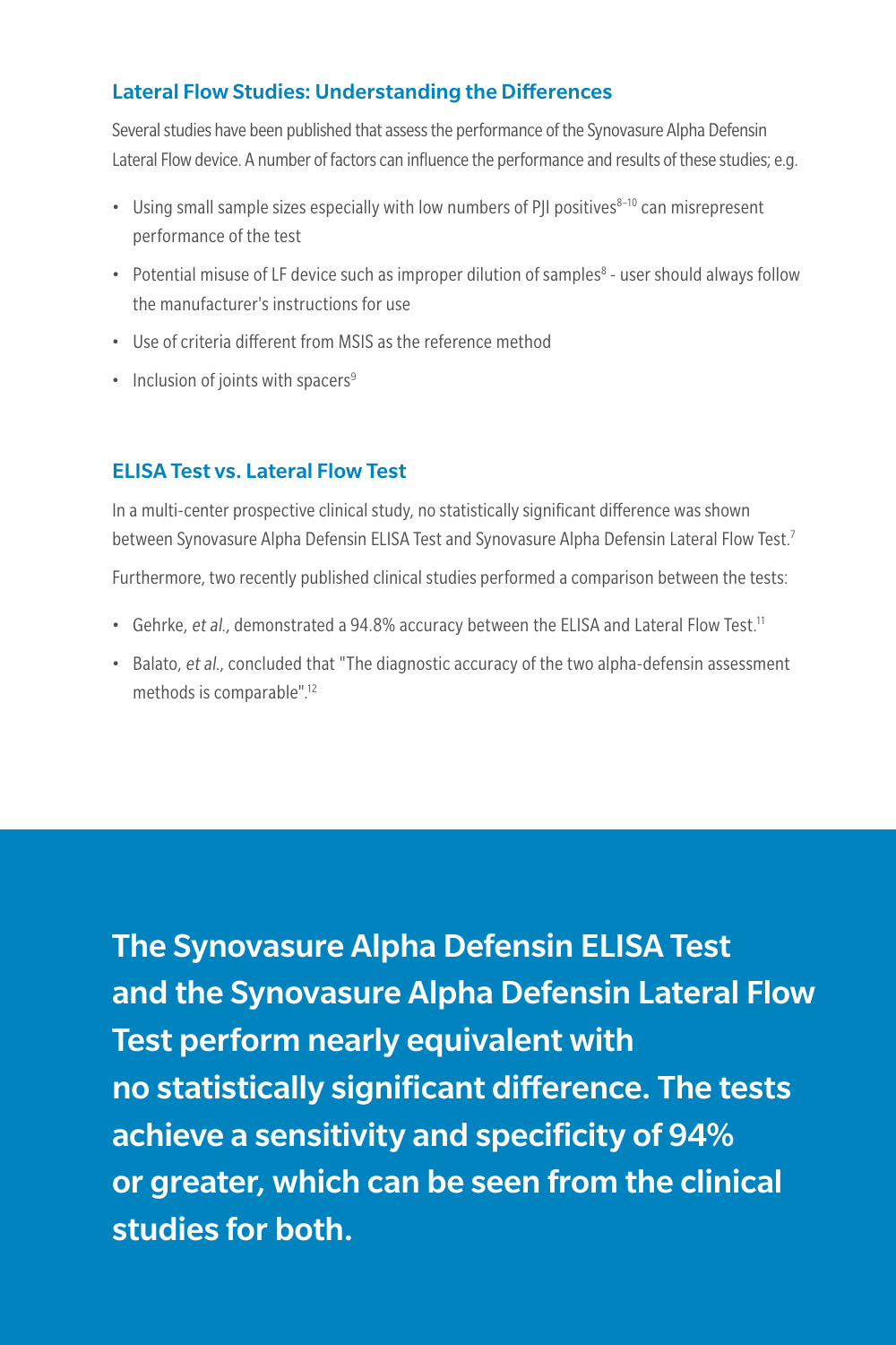## Lateral Flow Studies: Understanding the Differences

Several studies have been published that assess the performance of the Synovasure Alpha Defensin Lateral Flow device. A number of factors can influence the performance and results of these studies; e.g.

- Using small sample sizes especially with low numbers of PJI positives[8–10] can misrepresent performance of the test
- Potential misuse of LF device such as improper dilution of samples[8] - user should always follow the manufacturer's instructions for use
- Use of criteria different from MSIS as the reference method
- Inclusion of joints with spacers[9]

## ELISA Test vs. Lateral Flow Test

In a multi-center prospective clinical study, no statistically significant difference was shown between Synovasure Alpha Defensin ELISA Test and Synovasure Alpha Defensin Lateral Flow Test.[7]

Furthermore, two recently published clinical studies performed a comparison between the tests:

- Gehrke, *et al.*, demonstrated a 94.8% accuracy between the ELISA and Lateral Flow Test.[11]
- Balato, *et al.*, concluded that "The diagnostic accuracy of the two alpha-defensin assessment methods is comparable".[12]

**The Synovasure Alpha Defensin ELISA Test and the Synovasure Alpha Defensin Lateral Flow Test perform nearly equivalent with no statistically significant difference. The tests achieve a sensitivity and specificity of 94% or greater, which can be seen from the clinical studies for both.**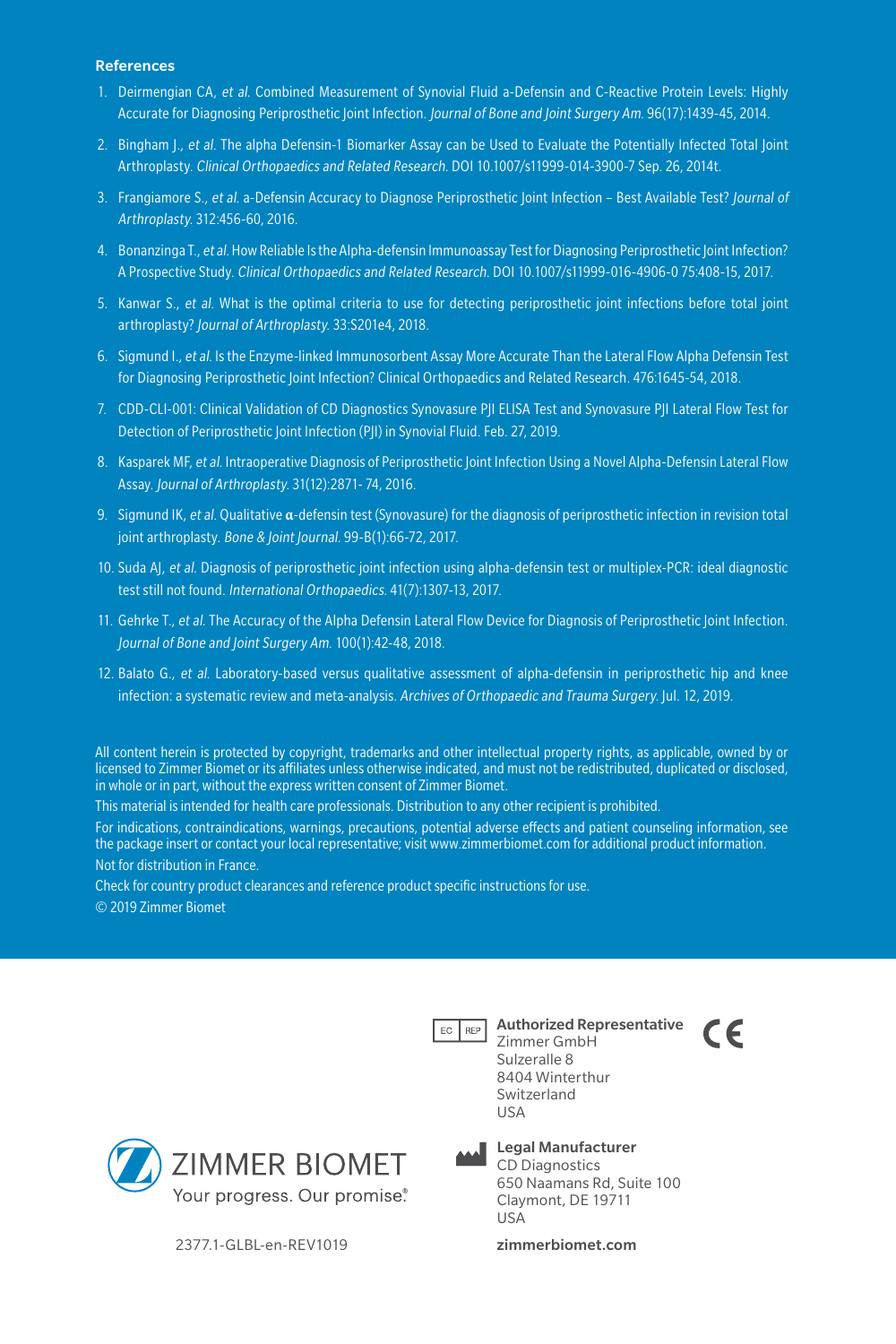**References**

1. Deirmengian CA, *et al.* Combined Measurement of Synovial Fluid a-Defensin and C-Reactive Protein Levels: Highly Accurate for Diagnosing Periprosthetic Joint Infection. *Journal of Bone and Joint Surgery Am.* 96(17):1439-45, 2014.
2. Bingham J., *et al.* The alpha Defensin-1 Biomarker Assay can be Used to Evaluate the Potentially Infected Total Joint Arthroplasty. *Clinical Orthopaedics and Related Research.* DOI 10.1007/s11999-014-3900-7 Sep. 26, 2014t.
3. Frangiamore S., *et al.* a-Defensin Accuracy to Diagnose Periprosthetic Joint Infection – Best Available Test? *Journal of Arthroplasty.* 312:456-60, 2016.
4. Bonanzinga T., *et al.* How Reliable Is the Alpha-defensin Immunoassay Test for Diagnosing Periprosthetic Joint Infection? A Prospective Study. *Clinical Orthopaedics and Related Research.* DOI 10.1007/s11999-016-4906-0 75:408-15, 2017.
5. Kanwar S., *et al.* What is the optimal criteria to use for detecting periprosthetic joint infections before total joint arthroplasty? *Journal of Arthroplasty.* 33:S201e4, 2018.
6. Sigmund I., *et al.* Is the Enzyme-linked Immunosorbent Assay More Accurate Than the Lateral Flow Alpha Defensin Test for Diagnosing Periprosthetic Joint Infection? Clinical Orthopaedics and Related Research. 476:1645-54, 2018.
7. CDD-CLI-001: Clinical Validation of CD Diagnostics Synovasure PJI ELISA Test and Synovasure PJI Lateral Flow Test for Detection of Periprosthetic Joint Infection (PJI) in Synovial Fluid. Feb. 27, 2019.
8. Kasparek MF, *et al.* Intraoperative Diagnosis of Periprosthetic Joint Infection Using a Novel Alpha-Defensin Lateral Flow Assay. *Journal of Arthroplasty.* 31(12):2871- 74, 2016.
9. Sigmund IK, *et al.* Qualitative α-defensin test (Synovasure) for the diagnosis of periprosthetic infection in revision total joint arthroplasty. *Bone & Joint Journal.* 99-B(1):66-72, 2017.
10. Suda AJ, *et al.* Diagnosis of periprosthetic joint infection using alpha-defensin test or multiplex-PCR: ideal diagnostic test still not found. *International Orthopaedics.* 41(7):1307-13, 2017.
11. Gehrke T., *et al.* The Accuracy of the Alpha Defensin Lateral Flow Device for Diagnosis of Periprosthetic Joint Infection. *Journal of Bone and Joint Surgery Am.* 100(1):42-48, 2018.
12. Balato G., *et al.* Laboratory-based versus qualitative assessment of alpha-defensin in periprosthetic hip and knee infection: a systematic review and meta-analysis. *Archives of Orthopaedic and Trauma Surgery.* Jul. 12, 2019.

All content herein is protected by copyright, trademarks and other intellectual property rights, as applicable, owned by or licensed to Zimmer Biomet or its affiliates unless otherwise indicated, and must not be redistributed, duplicated or disclosed, in whole or in part, without the express written consent of Zimmer Biomet.

This material is intended for health care professionals. Distribution to any other recipient is prohibited.

For indications, contraindications, warnings, precautions, potential adverse effects and patient counseling information, see the package insert or contact your local representative; visit www.zimmerbiomet.com for additional product information.

Not for distribution in France.

Check for country product clearances and reference product specific instructions for use.

© 2019 Zimmer Biomet

EC REP **Authorized Representative**
Zimmer GmbH
Sulzeralle 8
8404 Winterthur
Switzerland
USA

CE

**Legal Manufacturer**
CD Diagnostics
650 Naamans Rd, Suite 100
Claymont, DE 19711
USA

ZIMMER BIOMET
Your progress. Our promise.®

2377.1-GLBL-en-REV1019

**zimmerbiomet.com**